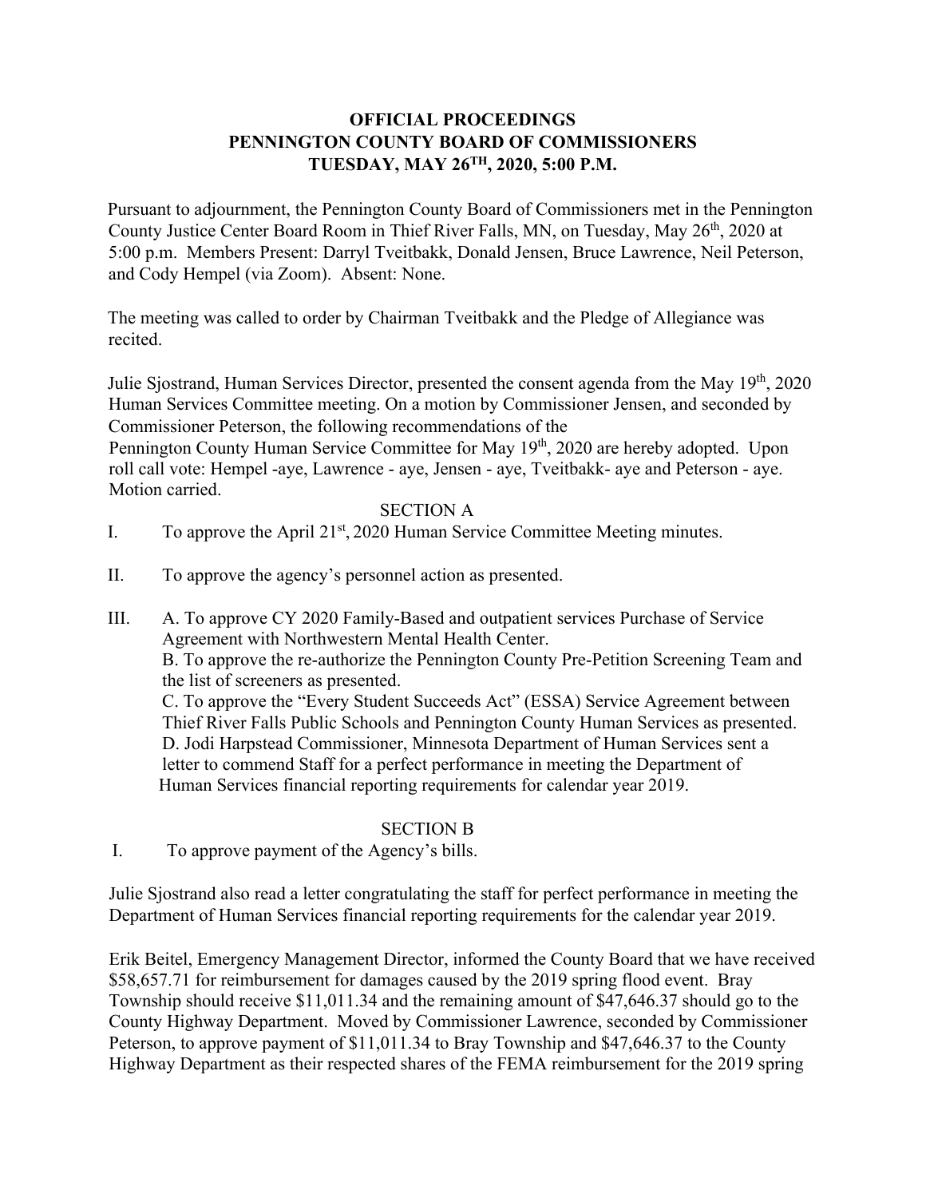# OFFICIAL PROCEEDINGS
# PENNINGTON COUNTY BOARD OF COMMISSIONERS
# TUESDAY, MAY 26TH, 2020, 5:00 P.M.

Pursuant to adjournment, the Pennington County Board of Commissioners met in the Pennington County Justice Center Board Room in Thief River Falls, MN, on Tuesday, May 26th, 2020 at 5:00 p.m. Members Present: Darryl Tveitbakk, Donald Jensen, Bruce Lawrence, Neil Peterson, and Cody Hempel (via Zoom). Absent: None.

The meeting was called to order by Chairman Tveitbakk and the Pledge of Allegiance was recited.

Julie Sjostrand, Human Services Director, presented the consent agenda from the May 19th, 2020 Human Services Committee meeting. On a motion by Commissioner Jensen, and seconded by Commissioner Peterson, the following recommendations of the Pennington County Human Service Committee for May 19th, 2020 are hereby adopted. Upon roll call vote: Hempel -aye, Lawrence - aye, Jensen - aye, Tveitbakk- aye and Peterson - aye. Motion carried.

SECTION A

I. To approve the April 21st, 2020 Human Service Committee Meeting minutes.

II. To approve the agency's personnel action as presented.

III. A. To approve CY 2020 Family-Based and outpatient services Purchase of Service Agreement with Northwestern Mental Health Center.
B. To approve the re-authorize the Pennington County Pre-Petition Screening Team and the list of screeners as presented.
C. To approve the "Every Student Succeeds Act" (ESSA) Service Agreement between Thief River Falls Public Schools and Pennington County Human Services as presented.
D. Jodi Harpstead Commissioner, Minnesota Department of Human Services sent a letter to commend Staff for a perfect performance in meeting the Department of Human Services financial reporting requirements for calendar year 2019.

SECTION B

I. To approve payment of the Agency's bills.

Julie Sjostrand also read a letter congratulating the staff for perfect performance in meeting the Department of Human Services financial reporting requirements for the calendar year 2019.

Erik Beitel, Emergency Management Director, informed the County Board that we have received $58,657.71 for reimbursement for damages caused by the 2019 spring flood event. Bray Township should receive $11,011.34 and the remaining amount of $47,646.37 should go to the County Highway Department. Moved by Commissioner Lawrence, seconded by Commissioner Peterson, to approve payment of $11,011.34 to Bray Township and $47,646.37 to the County Highway Department as their respected shares of the FEMA reimbursement for the 2019 spring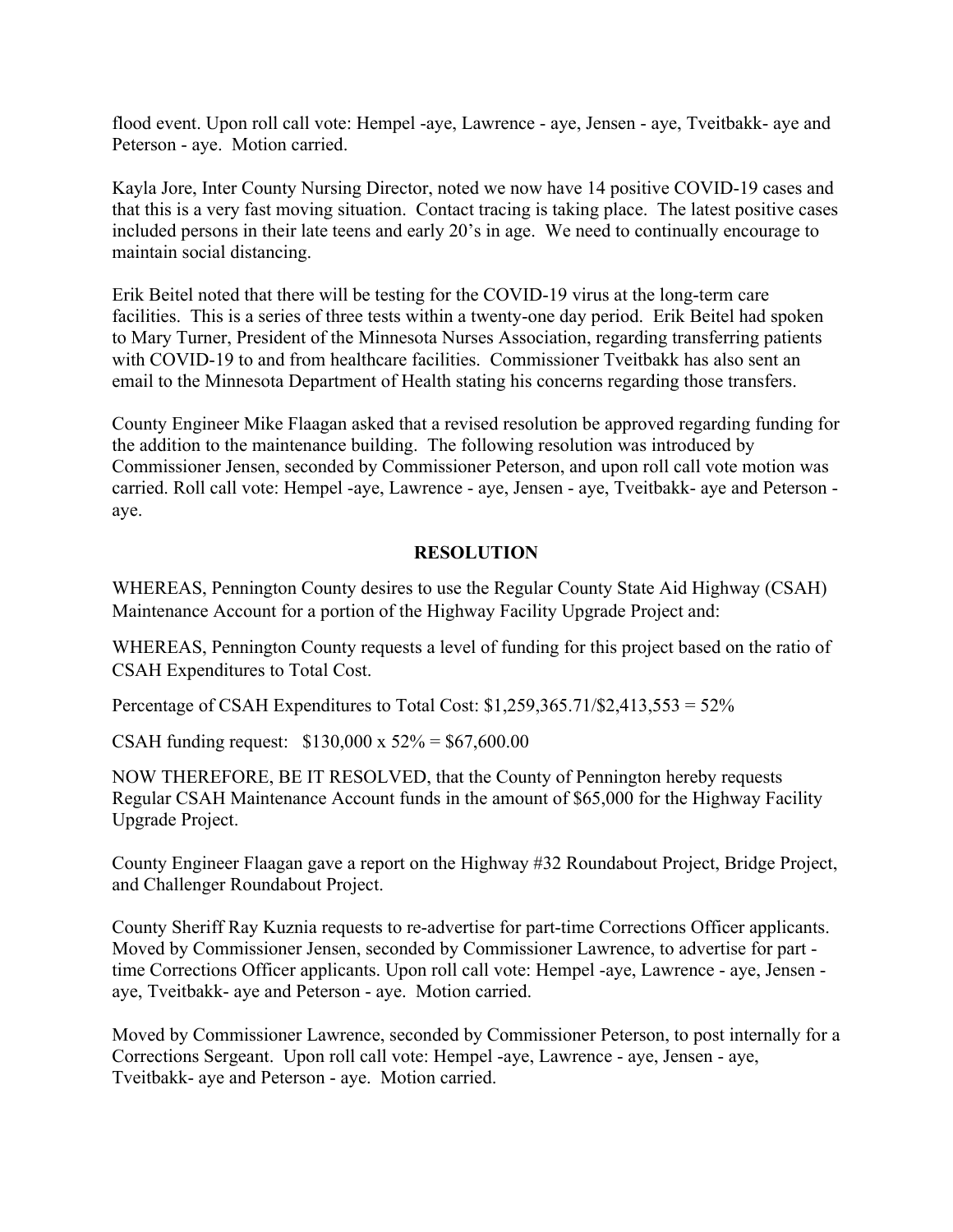flood event. Upon roll call vote: Hempel -aye, Lawrence - aye, Jensen - aye, Tveitbakk- aye and Peterson - aye. Motion carried.

Kayla Jore, Inter County Nursing Director, noted we now have 14 positive COVID-19 cases and that this is a very fast moving situation. Contact tracing is taking place. The latest positive cases included persons in their late teens and early 20's in age. We need to continually encourage to maintain social distancing.

Erik Beitel noted that there will be testing for the COVID-19 virus at the long-term care facilities. This is a series of three tests within a twenty-one day period. Erik Beitel had spoken to Mary Turner, President of the Minnesota Nurses Association, regarding transferring patients with COVID-19 to and from healthcare facilities. Commissioner Tveitbakk has also sent an email to the Minnesota Department of Health stating his concerns regarding those transfers.

County Engineer Mike Flaagan asked that a revised resolution be approved regarding funding for the addition to the maintenance building. The following resolution was introduced by Commissioner Jensen, seconded by Commissioner Peterson, and upon roll call vote motion was carried. Roll call vote: Hempel -aye, Lawrence - aye, Jensen - aye, Tveitbakk- aye and Peterson - aye.

**RESOLUTION**

WHEREAS, Pennington County desires to use the Regular County State Aid Highway (CSAH) Maintenance Account for a portion of the Highway Facility Upgrade Project and:

WHEREAS, Pennington County requests a level of funding for this project based on the ratio of CSAH Expenditures to Total Cost.

Percentage of CSAH Expenditures to Total Cost: $1,259,365.71/$2,413,553 = 52%

CSAH funding request: $130,000 x 52% = $67,600.00

NOW THEREFORE, BE IT RESOLVED, that the County of Pennington hereby requests Regular CSAH Maintenance Account funds in the amount of $65,000 for the Highway Facility Upgrade Project.

County Engineer Flaagan gave a report on the Highway #32 Roundabout Project, Bridge Project, and Challenger Roundabout Project.

County Sheriff Ray Kuznia requests to re-advertise for part-time Corrections Officer applicants. Moved by Commissioner Jensen, seconded by Commissioner Lawrence, to advertise for part - time Corrections Officer applicants. Upon roll call vote: Hempel -aye, Lawrence - aye, Jensen - aye, Tveitbakk- aye and Peterson - aye. Motion carried.

Moved by Commissioner Lawrence, seconded by Commissioner Peterson, to post internally for a Corrections Sergeant. Upon roll call vote: Hempel -aye, Lawrence - aye, Jensen - aye, Tveitbakk- aye and Peterson - aye. Motion carried.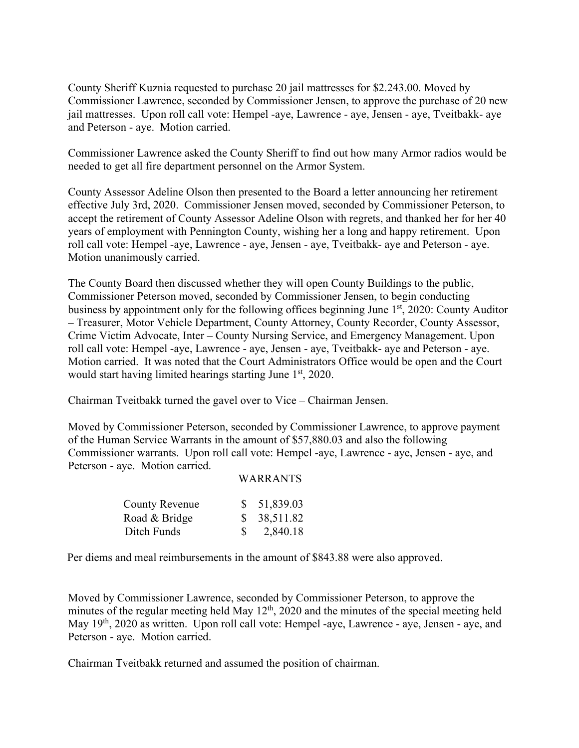County Sheriff Kuznia requested to purchase 20 jail mattresses for $2.243.00. Moved by Commissioner Lawrence, seconded by Commissioner Jensen, to approve the purchase of 20 new jail mattresses. Upon roll call vote: Hempel -aye, Lawrence - aye, Jensen - aye, Tveitbakk- aye and Peterson - aye. Motion carried.

Commissioner Lawrence asked the County Sheriff to find out how many Armor radios would be needed to get all fire department personnel on the Armor System.

County Assessor Adeline Olson then presented to the Board a letter announcing her retirement effective July 3rd, 2020. Commissioner Jensen moved, seconded by Commissioner Peterson, to accept the retirement of County Assessor Adeline Olson with regrets, and thanked her for her 40 years of employment with Pennington County, wishing her a long and happy retirement. Upon roll call vote: Hempel -aye, Lawrence - aye, Jensen - aye, Tveitbakk- aye and Peterson - aye. Motion unanimously carried.

The County Board then discussed whether they will open County Buildings to the public, Commissioner Peterson moved, seconded by Commissioner Jensen, to begin conducting business by appointment only for the following offices beginning June 1st, 2020: County Auditor – Treasurer, Motor Vehicle Department, County Attorney, County Recorder, County Assessor, Crime Victim Advocate, Inter – County Nursing Service, and Emergency Management. Upon roll call vote: Hempel -aye, Lawrence - aye, Jensen - aye, Tveitbakk- aye and Peterson - aye. Motion carried. It was noted that the Court Administrators Office would be open and the Court would start having limited hearings starting June 1st, 2020.

Chairman Tveitbakk turned the gavel over to Vice – Chairman Jensen.

Moved by Commissioner Peterson, seconded by Commissioner Lawrence, to approve payment of the Human Service Warrants in the amount of $57,880.03 and also the following Commissioner warrants. Upon roll call vote: Hempel -aye, Lawrence - aye, Jensen - aye, and Peterson - aye. Motion carried.

WARRANTS

| | |
|---|---|
| County Revenue | $ 51,839.03 |
| Road & Bridge | $ 38,511.82 |
| Ditch Funds | $ 2,840.18 |

Per diems and meal reimbursements in the amount of $843.88 were also approved.

Moved by Commissioner Lawrence, seconded by Commissioner Peterson, to approve the minutes of the regular meeting held May 12th, 2020 and the minutes of the special meeting held May 19th, 2020 as written. Upon roll call vote: Hempel -aye, Lawrence - aye, Jensen - aye, and Peterson - aye. Motion carried.

Chairman Tveitbakk returned and assumed the position of chairman.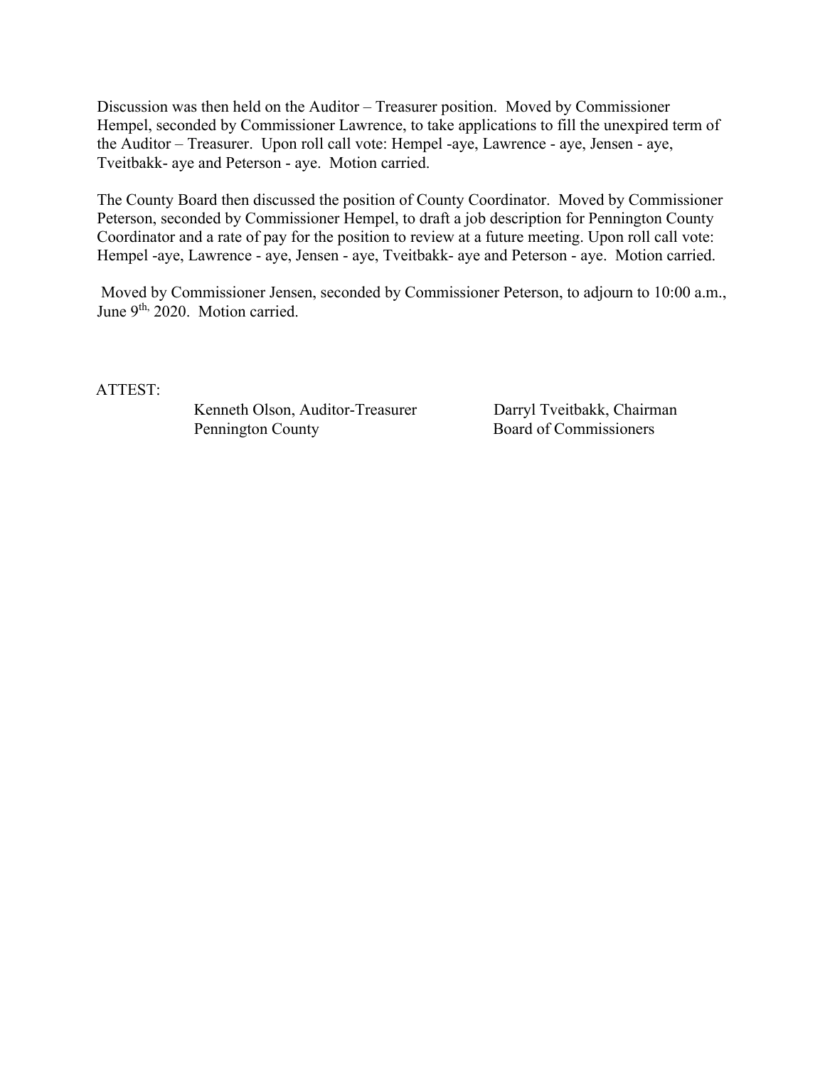Discussion was then held on the Auditor – Treasurer position. Moved by Commissioner Hempel, seconded by Commissioner Lawrence, to take applications to fill the unexpired term of the Auditor – Treasurer. Upon roll call vote: Hempel -aye, Lawrence - aye, Jensen - aye, Tveitbakk- aye and Peterson - aye. Motion carried.

The County Board then discussed the position of County Coordinator. Moved by Commissioner Peterson, seconded by Commissioner Hempel, to draft a job description for Pennington County Coordinator and a rate of pay for the position to review at a future meeting. Upon roll call vote: Hempel -aye, Lawrence - aye, Jensen - aye, Tveitbakk- aye and Peterson - aye. Motion carried.

Moved by Commissioner Jensen, seconded by Commissioner Peterson, to adjourn to 10:00 a.m., June 9th, 2020. Motion carried.

ATTEST:

Kenneth Olson, Auditor-Treasurer
Pennington County

Darryl Tveitbakk, Chairman
Board of Commissioners